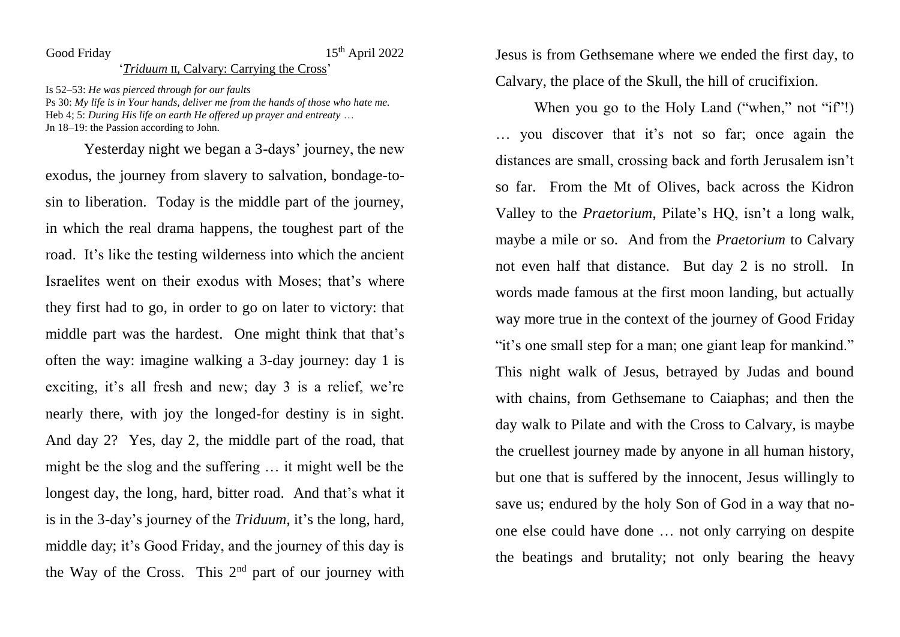Good Friday 15th April 2022

'*Triduum* II, Calvary: Carrying the Cross'

Is 52–53: *He was pierced through for our faults*
Ps 30: *My life is in Your hands, deliver me from the hands of those who hate me.*
Heb 4; 5: *During His life on earth He offered up prayer and entreaty …*
Jn 18–19: the Passion according to John.

Yesterday night we began a 3-days' journey, the new exodus, the journey from slavery to salvation, bondage-to-sin to liberation. Today is the middle part of the journey, in which the real drama happens, the toughest part of the road. It's like the testing wilderness into which the ancient Israelites went on their exodus with Moses; that's where they first had to go, in order to go on later to victory: that middle part was the hardest. One might think that that's often the way: imagine walking a 3-day journey: day 1 is exciting, it's all fresh and new; day 3 is a relief, we're nearly there, with joy the longed-for destiny is in sight. And day 2? Yes, day 2, the middle part of the road, that might be the slog and the suffering … it might well be the longest day, the long, hard, bitter road. And that's what it is in the 3-day's journey of the *Triduum*, it's the long, hard, middle day; it's Good Friday, and the journey of this day is the Way of the Cross. This 2nd part of our journey with Jesus is from Gethsemane where we ended the first day, to Calvary, the place of the Skull, the hill of crucifixion.

When you go to the Holy Land ("when," not "if"!) … you discover that it's not so far; once again the distances are small, crossing back and forth Jerusalem isn't so far. From the Mt of Olives, back across the Kidron Valley to the *Praetorium*, Pilate's HQ, isn't a long walk, maybe a mile or so. And from the *Praetorium* to Calvary not even half that distance. But day 2 is no stroll. In words made famous at the first moon landing, but actually way more true in the context of the journey of Good Friday "it's one small step for a man; one giant leap for mankind." This night walk of Jesus, betrayed by Judas and bound with chains, from Gethsemane to Caiaphas; and then the day walk to Pilate and with the Cross to Calvary, is maybe the cruellest journey made by anyone in all human history, but one that is suffered by the innocent, Jesus willingly to save us; endured by the holy Son of God in a way that no-one else could have done … not only carrying on despite the beatings and brutality; not only bearing the heavy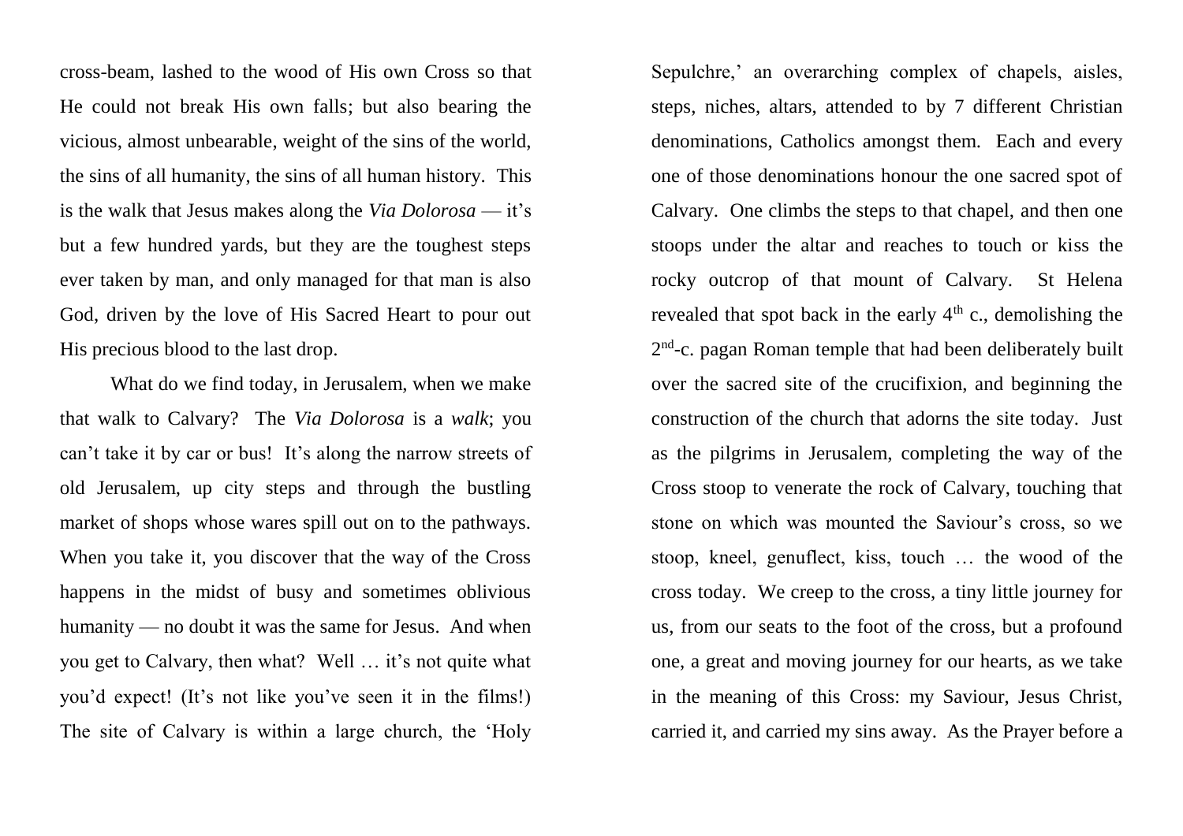cross-beam, lashed to the wood of His own Cross so that He could not break His own falls; but also bearing the vicious, almost unbearable, weight of the sins of the world, the sins of all humanity, the sins of all human history. This is the walk that Jesus makes along the *Via Dolorosa* — it's but a few hundred yards, but they are the toughest steps ever taken by man, and only managed for that man is also God, driven by the love of His Sacred Heart to pour out His precious blood to the last drop.

What do we find today, in Jerusalem, when we make that walk to Calvary? The *Via Dolorosa* is a *walk*; you can't take it by car or bus! It's along the narrow streets of old Jerusalem, up city steps and through the bustling market of shops whose wares spill out on to the pathways. When you take it, you discover that the way of the Cross happens in the midst of busy and sometimes oblivious humanity — no doubt it was the same for Jesus. And when you get to Calvary, then what? Well … it's not quite what you'd expect! (It's not like you've seen it in the films!) The site of Calvary is within a large church, the 'Holy Sepulchre,' an overarching complex of chapels, aisles, steps, niches, altars, attended to by 7 different Christian denominations, Catholics amongst them. Each and every one of those denominations honour the one sacred spot of Calvary. One climbs the steps to that chapel, and then one stoops under the altar and reaches to touch or kiss the rocky outcrop of that mount of Calvary. St Helena revealed that spot back in the early 4th c., demolishing the 2nd-c. pagan Roman temple that had been deliberately built over the sacred site of the crucifixion, and beginning the construction of the church that adorns the site today. Just as the pilgrims in Jerusalem, completing the way of the Cross stoop to venerate the rock of Calvary, touching that stone on which was mounted the Saviour's cross, so we stoop, kneel, genuflect, kiss, touch … the wood of the cross today. We creep to the cross, a tiny little journey for us, from our seats to the foot of the cross, but a profound one, a great and moving journey for our hearts, as we take in the meaning of this Cross: my Saviour, Jesus Christ, carried it, and carried my sins away. As the Prayer before a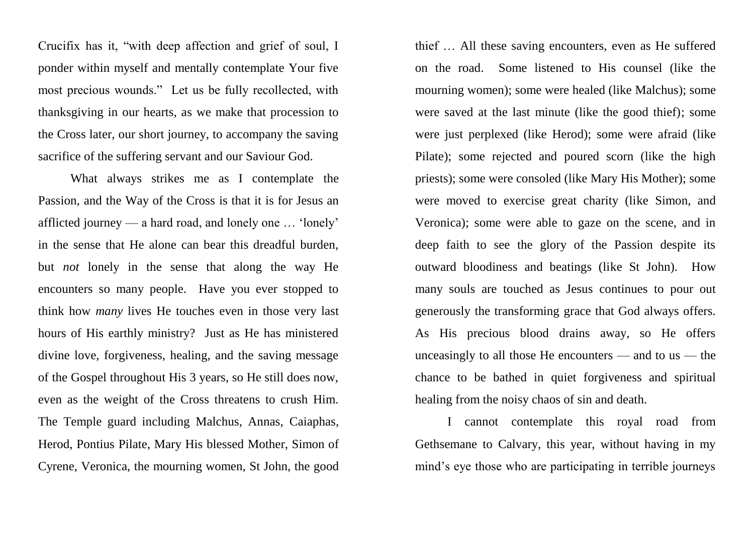Crucifix has it, "with deep affection and grief of soul, I ponder within myself and mentally contemplate Your five most precious wounds." Let us be fully recollected, with thanksgiving in our hearts, as we make that procession to the Cross later, our short journey, to accompany the saving sacrifice of the suffering servant and our Saviour God.

What always strikes me as I contemplate the Passion, and the Way of the Cross is that it is for Jesus an afflicted journey — a hard road, and lonely one … 'lonely' in the sense that He alone can bear this dreadful burden, but *not* lonely in the sense that along the way He encounters so many people. Have you ever stopped to think how *many* lives He touches even in those very last hours of His earthly ministry? Just as He has ministered divine love, forgiveness, healing, and the saving message of the Gospel throughout His 3 years, so He still does now, even as the weight of the Cross threatens to crush Him. The Temple guard including Malchus, Annas, Caiaphas, Herod, Pontius Pilate, Mary His blessed Mother, Simon of Cyrene, Veronica, the mourning women, St John, the good thief … All these saving encounters, even as He suffered on the road. Some listened to His counsel (like the mourning women); some were healed (like Malchus); some were saved at the last minute (like the good thief); some were just perplexed (like Herod); some were afraid (like Pilate); some rejected and poured scorn (like the high priests); some were consoled (like Mary His Mother); some were moved to exercise great charity (like Simon, and Veronica); some were able to gaze on the scene, and in deep faith to see the glory of the Passion despite its outward bloodiness and beatings (like St John). How many souls are touched as Jesus continues to pour out generously the transforming grace that God always offers. As His precious blood drains away, so He offers unceasingly to all those He encounters — and to us — the chance to be bathed in quiet forgiveness and spiritual healing from the noisy chaos of sin and death.

I cannot contemplate this royal road from Gethsemane to Calvary, this year, without having in my mind's eye those who are participating in terrible journeys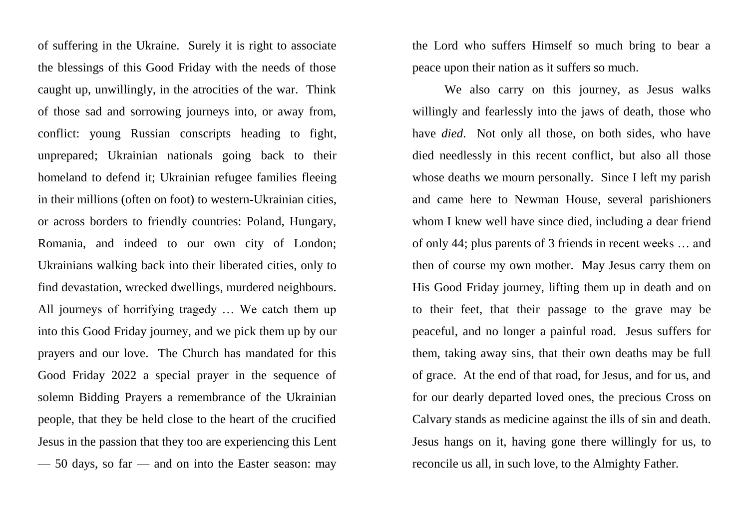of suffering in the Ukraine. Surely it is right to associate the blessings of this Good Friday with the needs of those caught up, unwillingly, in the atrocities of the war. Think of those sad and sorrowing journeys into, or away from, conflict: young Russian conscripts heading to fight, unprepared; Ukrainian nationals going back to their homeland to defend it; Ukrainian refugee families fleeing in their millions (often on foot) to western-Ukrainian cities, or across borders to friendly countries: Poland, Hungary, Romania, and indeed to our own city of London; Ukrainians walking back into their liberated cities, only to find devastation, wrecked dwellings, murdered neighbours. All journeys of horrifying tragedy … We catch them up into this Good Friday journey, and we pick them up by our prayers and our love. The Church has mandated for this Good Friday 2022 a special prayer in the sequence of solemn Bidding Prayers a remembrance of the Ukrainian people, that they be held close to the heart of the crucified Jesus in the passion that they too are experiencing this Lent — 50 days, so far — and on into the Easter season: may the Lord who suffers Himself so much bring to bear a peace upon their nation as it suffers so much.

We also carry on this journey, as Jesus walks willingly and fearlessly into the jaws of death, those who have *died*. Not only all those, on both sides, who have died needlessly in this recent conflict, but also all those whose deaths we mourn personally. Since I left my parish and came here to Newman House, several parishioners whom I knew well have since died, including a dear friend of only 44; plus parents of 3 friends in recent weeks … and then of course my own mother. May Jesus carry them on His Good Friday journey, lifting them up in death and on to their feet, that their passage to the grave may be peaceful, and no longer a painful road. Jesus suffers for them, taking away sins, that their own deaths may be full of grace. At the end of that road, for Jesus, and for us, and for our dearly departed loved ones, the precious Cross on Calvary stands as medicine against the ills of sin and death. Jesus hangs on it, having gone there willingly for us, to reconcile us all, in such love, to the Almighty Father.